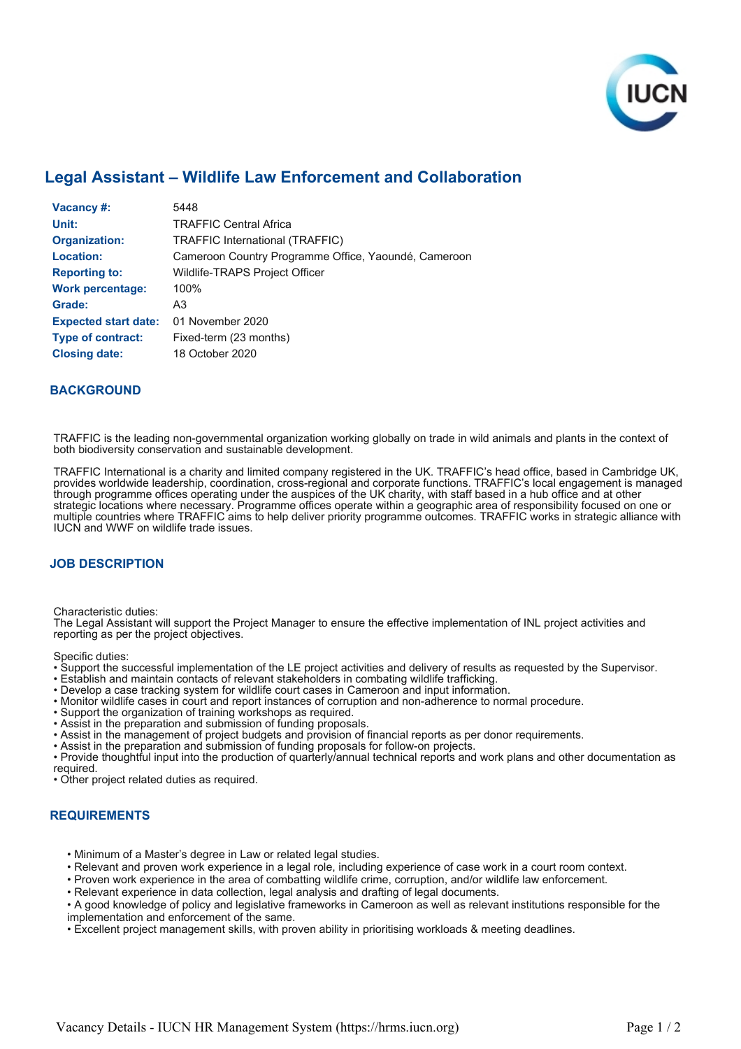# Legal Assistant – Wildlife Law Enforcement and Collaboration

| | |
|---|---|
| **Vacancy #:** | 5448 |
| **Unit:** | TRAFFIC Central Africa |
| **Organization:** | TRAFFIC International (TRAFFIC) |
| **Location:** | Cameroon Country Programme Office, Yaoundé, Cameroon |
| **Reporting to:** | Wildlife-TRAPS Project Officer |
| **Work percentage:** | 100% |
| **Grade:** | A3 |
| **Expected start date:** | 01 November 2020 |
| **Type of contract:** | Fixed-term (23 months) |
| **Closing date:** | 18 October 2020 |

## BACKGROUND

TRAFFIC is the leading non-governmental organization working globally on trade in wild animals and plants in the context of both biodiversity conservation and sustainable development.

TRAFFIC International is a charity and limited company registered in the UK. TRAFFIC's head office, based in Cambridge UK, provides worldwide leadership, coordination, cross-regional and corporate functions. TRAFFIC's local engagement is managed through programme offices operating under the auspices of the UK charity, with staff based in a hub office and at other strategic locations where necessary. Programme offices operate within a geographic area of responsibility focused on one or multiple countries where TRAFFIC aims to help deliver priority programme outcomes. TRAFFIC works in strategic alliance with IUCN and WWF on wildlife trade issues.

## JOB DESCRIPTION

Characteristic duties:
The Legal Assistant will support the Project Manager to ensure the effective implementation of INL project activities and reporting as per the project objectives.

Specific duties:
- Support the successful implementation of the LE project activities and delivery of results as requested by the Supervisor.
- Establish and maintain contacts of relevant stakeholders in combating wildlife trafficking.
- Develop a case tracking system for wildlife court cases in Cameroon and input information.
- Monitor wildlife cases in court and report instances of corruption and non-adherence to normal procedure.
- Support the organization of training workshops as required.
- Assist in the preparation and submission of funding proposals.
- Assist in the management of project budgets and provision of financial reports as per donor requirements.
- Assist in the preparation and submission of funding proposals for follow-on projects.
- Provide thoughtful input into the production of quarterly/annual technical reports and work plans and other documentation as required.
- Other project related duties as required.

## REQUIREMENTS

- Minimum of a Master's degree in Law or related legal studies.
- Relevant and proven work experience in a legal role, including experience of case work in a court room context.
- Proven work experience in the area of combatting wildlife crime, corruption, and/or wildlife law enforcement.
- Relevant experience in data collection, legal analysis and drafting of legal documents.
- A good knowledge of policy and legislative frameworks in Cameroon as well as relevant institutions responsible for the implementation and enforcement of the same.
- Excellent project management skills, with proven ability in prioritising workloads & meeting deadlines.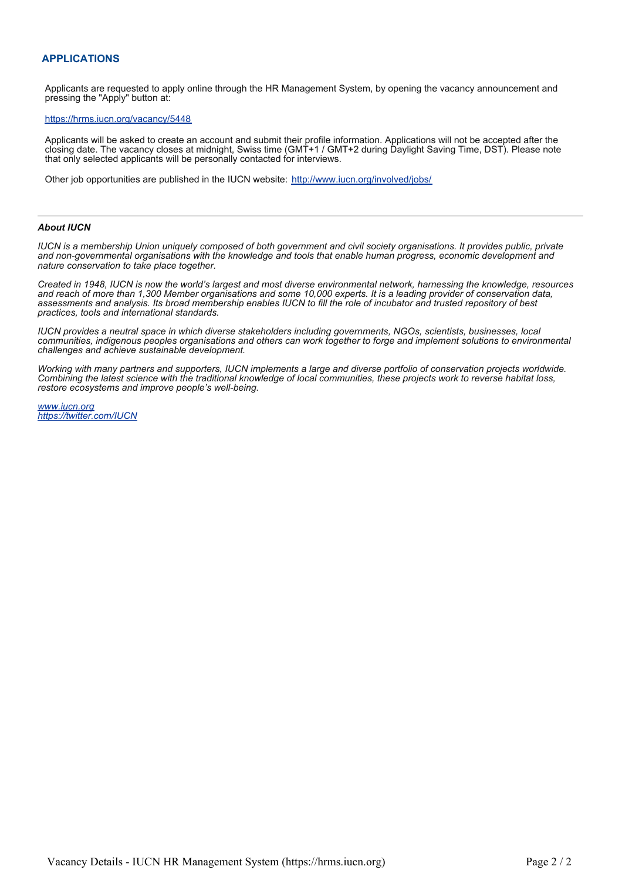## APPLICATIONS

Applicants are requested to apply online through the HR Management System, by opening the vacancy announcement and pressing the "Apply" button at:

https://hrms.iucn.org/vacancy/5448

Applicants will be asked to create an account and submit their profile information. Applications will not be accepted after the closing date. The vacancy closes at midnight, Swiss time (GMT+1 / GMT+2 during Daylight Saving Time, DST). Please note that only selected applicants will be personally contacted for interviews.

Other job opportunities are published in the IUCN website: http://www.iucn.org/involved/jobs/

---

***About IUCN***

*IUCN is a membership Union uniquely composed of both government and civil society organisations. It provides public, private and non-governmental organisations with the knowledge and tools that enable human progress, economic development and nature conservation to take place together.*

*Created in 1948, IUCN is now the world's largest and most diverse environmental network, harnessing the knowledge, resources and reach of more than 1,300 Member organisations and some 10,000 experts. It is a leading provider of conservation data, assessments and analysis. Its broad membership enables IUCN to fill the role of incubator and trusted repository of best practices, tools and international standards.*

*IUCN provides a neutral space in which diverse stakeholders including governments, NGOs, scientists, businesses, local communities, indigenous peoples organisations and others can work together to forge and implement solutions to environmental challenges and achieve sustainable development.*

*Working with many partners and supporters, IUCN implements a large and diverse portfolio of conservation projects worldwide. Combining the latest science with the traditional knowledge of local communities, these projects work to reverse habitat loss, restore ecosystems and improve people's well-being.*

*www.iucn.org*
*https://twitter.com/IUCN*